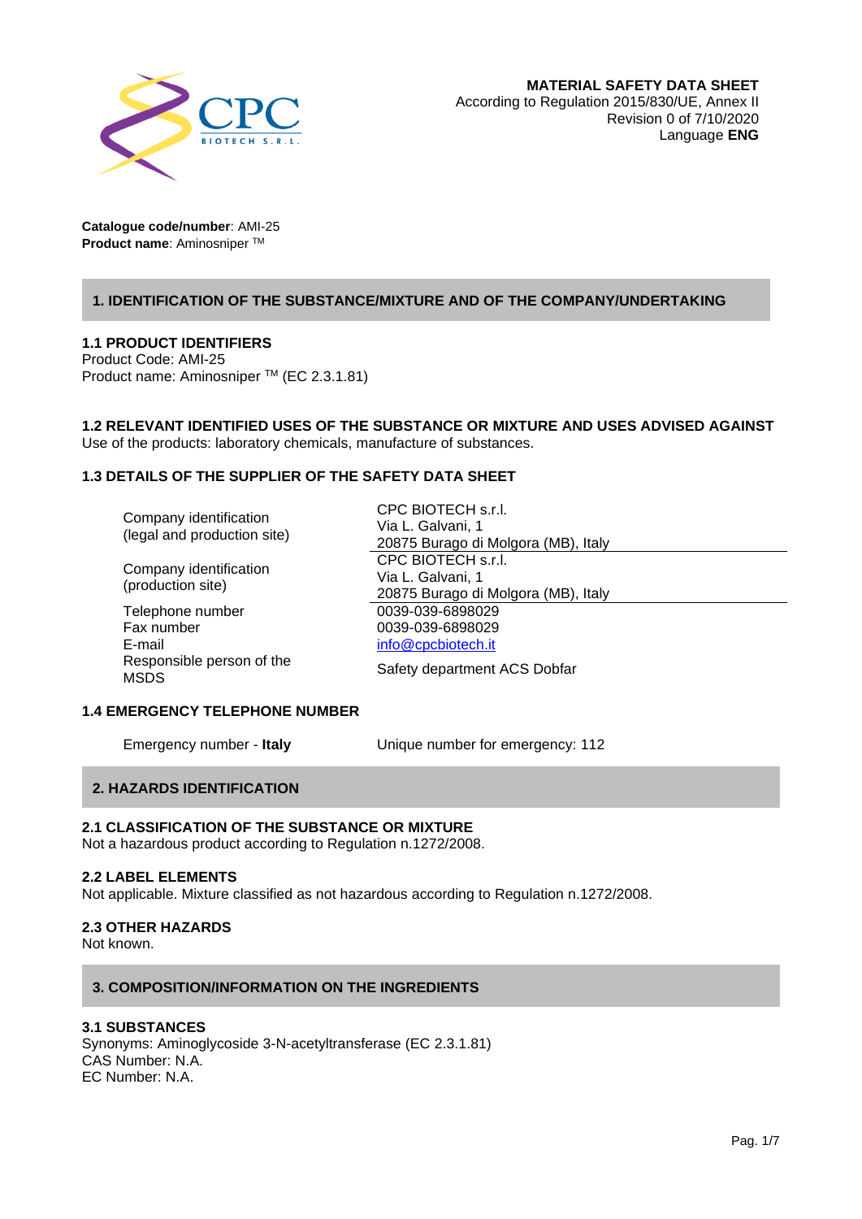**MATERIAL SAFETY DATA SHEET**
According to Regulation 2015/830/UE, Annex II
Revision 0 of 7/10/2020
Language **ENG**

**Catalogue code/number**: AMI-25
**Product name**: Aminosniper TM

## 1. IDENTIFICATION OF THE SUBSTANCE/MIXTURE AND OF THE COMPANY/UNDERTAKING

### 1.1 PRODUCT IDENTIFIERS

Product Code: AMI-25
Product name: Aminosniper TM (EC 2.3.1.81)

### 1.2 RELEVANT IDENTIFIED USES OF THE SUBSTANCE OR MIXTURE AND USES ADVISED AGAINST

Use of the products: laboratory chemicals, manufacture of substances.

### 1.3 DETAILS OF THE SUPPLIER OF THE SAFETY DATA SHEET

| | |
|---|---|
| Company identification (legal and production site) | CPC BIOTECH s.r.l.<br>Via L. Galvani, 1<br>20875 Burago di Molgora (MB), Italy |
| Company identification (production site) | CPC BIOTECH s.r.l.<br>Via L. Galvani, 1<br>20875 Burago di Molgora (MB), Italy |
| Telephone number | 0039-039-6898029 |
| Fax number | 0039-039-6898029 |
| E-mail | info@cpcbiotech.it |
| Responsible person of the MSDS | Safety department ACS Dobfar |

### 1.4 EMERGENCY TELEPHONE NUMBER

| | |
|---|---|
| Emergency number - **Italy** | Unique number for emergency: 112 |

## 2. HAZARDS IDENTIFICATION

### 2.1 CLASSIFICATION OF THE SUBSTANCE OR MIXTURE

Not a hazardous product according to Regulation n.1272/2008.

### 2.2 LABEL ELEMENTS

Not applicable. Mixture classified as not hazardous according to Regulation n.1272/2008.

### 2.3 OTHER HAZARDS

Not known.

## 3. COMPOSITION/INFORMATION ON THE INGREDIENTS

### 3.1 SUBSTANCES

Synonyms: Aminoglycoside 3-N-acetyltransferase (EC 2.3.1.81)
CAS Number: N.A.
EC Number: N.A.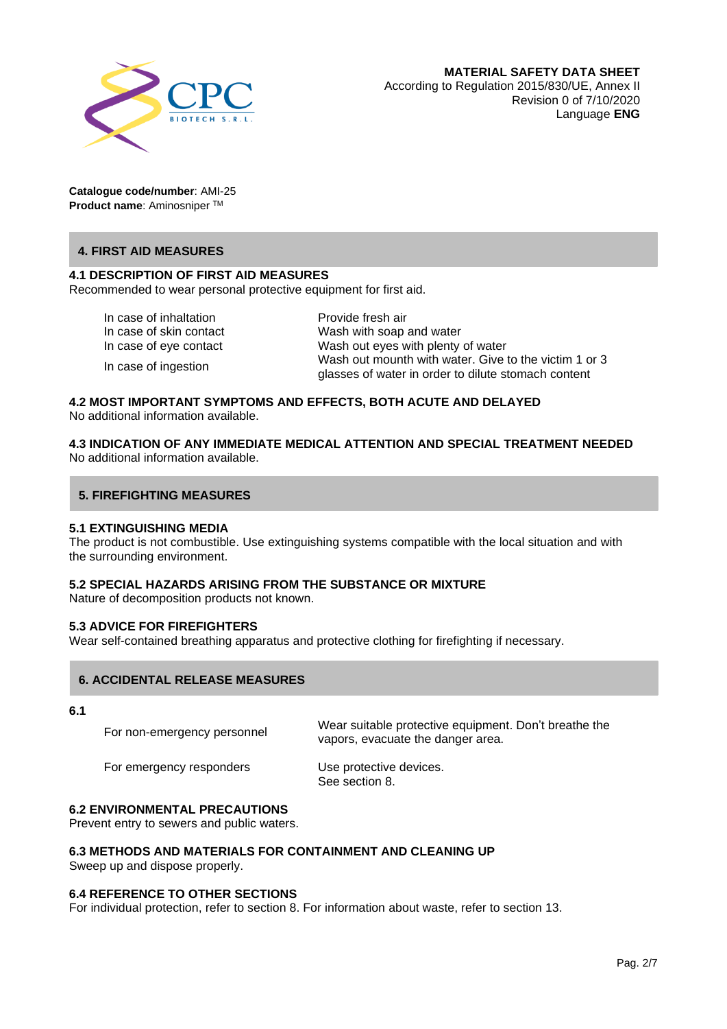**MATERIAL SAFETY DATA SHEET**
According to Regulation 2015/830/UE, Annex II
Revision 0 of 7/10/2020
Language **ENG**

**Catalogue code/number**: AMI-25
**Product name**: Aminosniper ™

## 4. FIRST AID MEASURES

### 4.1 DESCRIPTION OF FIRST AID MEASURES

Recommended to wear personal protective equipment for first aid.

| | |
|---|---|
| In case of inhaltation | Provide fresh air |
| In case of skin contact | Wash with soap and water |
| In case of eye contact | Wash out eyes with plenty of water |
| In case of ingestion | Wash out mounth with water. Give to the victim 1 or 3 glasses of water in order to dilute stomach content |

### 4.2 MOST IMPORTANT SYMPTOMS AND EFFECTS, BOTH ACUTE AND DELAYED

No additional information available.

### 4.3 INDICATION OF ANY IMMEDIATE MEDICAL ATTENTION AND SPECIAL TREATMENT NEEDED

No additional information available.

## 5. FIREFIGHTING MEASURES

### 5.1 EXTINGUISHING MEDIA

The product is not combustible. Use extinguishing systems compatible with the local situation and with the surrounding environment.

### 5.2 SPECIAL HAZARDS ARISING FROM THE SUBSTANCE OR MIXTURE

Nature of decomposition products not known.

### 5.3 ADVICE FOR FIREFIGHTERS

Wear self-contained breathing apparatus and protective clothing for firefighting if necessary.

## 6. ACCIDENTAL RELEASE MEASURES

### 6.1

| | |
|---|---|
| For non-emergency personnel | Wear suitable protective equipment. Don't breathe the vapors, evacuate the danger area. |
| For emergency responders | Use protective devices. See section 8. |

### 6.2 ENVIRONMENTAL PRECAUTIONS

Prevent entry to sewers and public waters.

### 6.3 METHODS AND MATERIALS FOR CONTAINMENT AND CLEANING UP

Sweep up and dispose properly.

### 6.4 REFERENCE TO OTHER SECTIONS

For individual protection, refer to section 8. For information about waste, refer to section 13.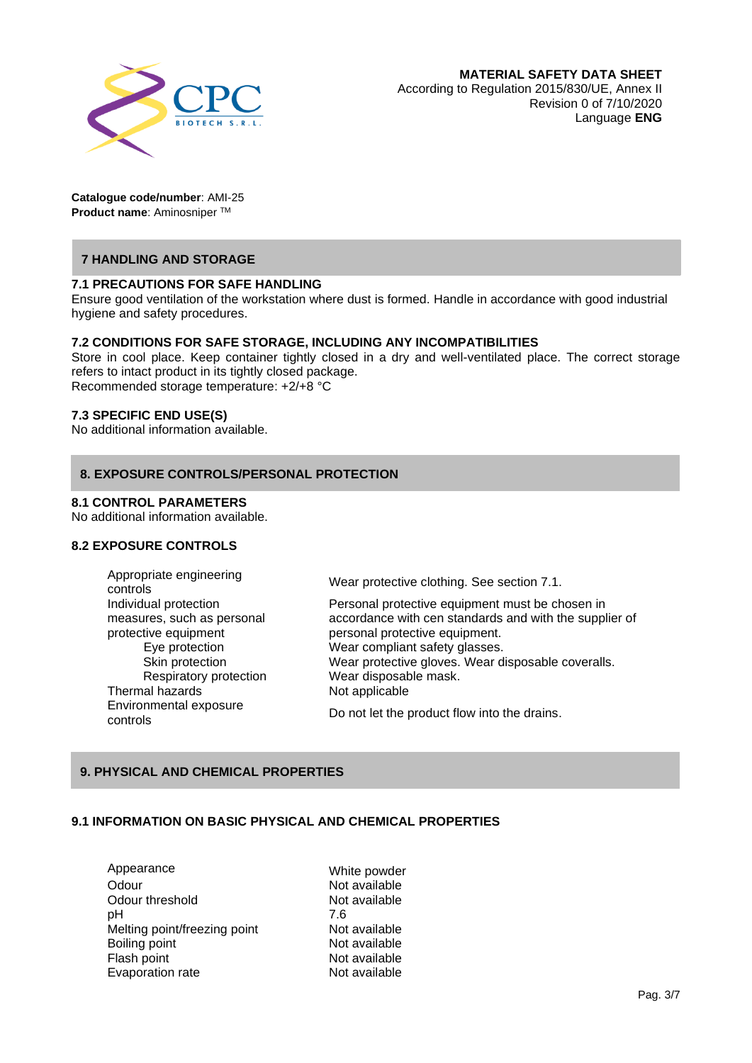**MATERIAL SAFETY DATA SHEET**
According to Regulation 2015/830/UE, Annex II
Revision 0 of 7/10/2020
Language **ENG**

**Catalogue code/number**: AMI-25
**Product name**: Aminosniper ™

## 7 HANDLING AND STORAGE

### 7.1 PRECAUTIONS FOR SAFE HANDLING

Ensure good ventilation of the workstation where dust is formed. Handle in accordance with good industrial hygiene and safety procedures.

### 7.2 CONDITIONS FOR SAFE STORAGE, INCLUDING ANY INCOMPATIBILITIES

Store in cool place. Keep container tightly closed in a dry and well-ventilated place. The correct storage refers to intact product in its tightly closed package.
Recommended storage temperature: +2/+8 °C

### 7.3 SPECIFIC END USE(S)

No additional information available.

## 8. EXPOSURE CONTROLS/PERSONAL PROTECTION

### 8.1 CONTROL PARAMETERS

No additional information available.

### 8.2 EXPOSURE CONTROLS

| | |
|---|---|
| Appropriate engineering controls | Wear protective clothing. See section 7.1. |
| Individual protection measures, such as personal protective equipment | Personal protective equipment must be chosen in accordance with cen standards and with the supplier of personal protective equipment. |
| Eye protection | Wear compliant safety glasses. |
| Skin protection | Wear protective gloves. Wear disposable coveralls. |
| Respiratory protection | Wear disposable mask. |
| Thermal hazards | Not applicable |
| Environmental exposure controls | Do not let the product flow into the drains. |

## 9. PHYSICAL AND CHEMICAL PROPERTIES

### 9.1 INFORMATION ON BASIC PHYSICAL AND CHEMICAL PROPERTIES

| | |
|---|---|
| Appearance | White powder |
| Odour | Not available |
| Odour threshold | Not available |
| pH | 7.6 |
| Melting point/freezing point | Not available |
| Boiling point | Not available |
| Flash point | Not available |
| Evaporation rate | Not available |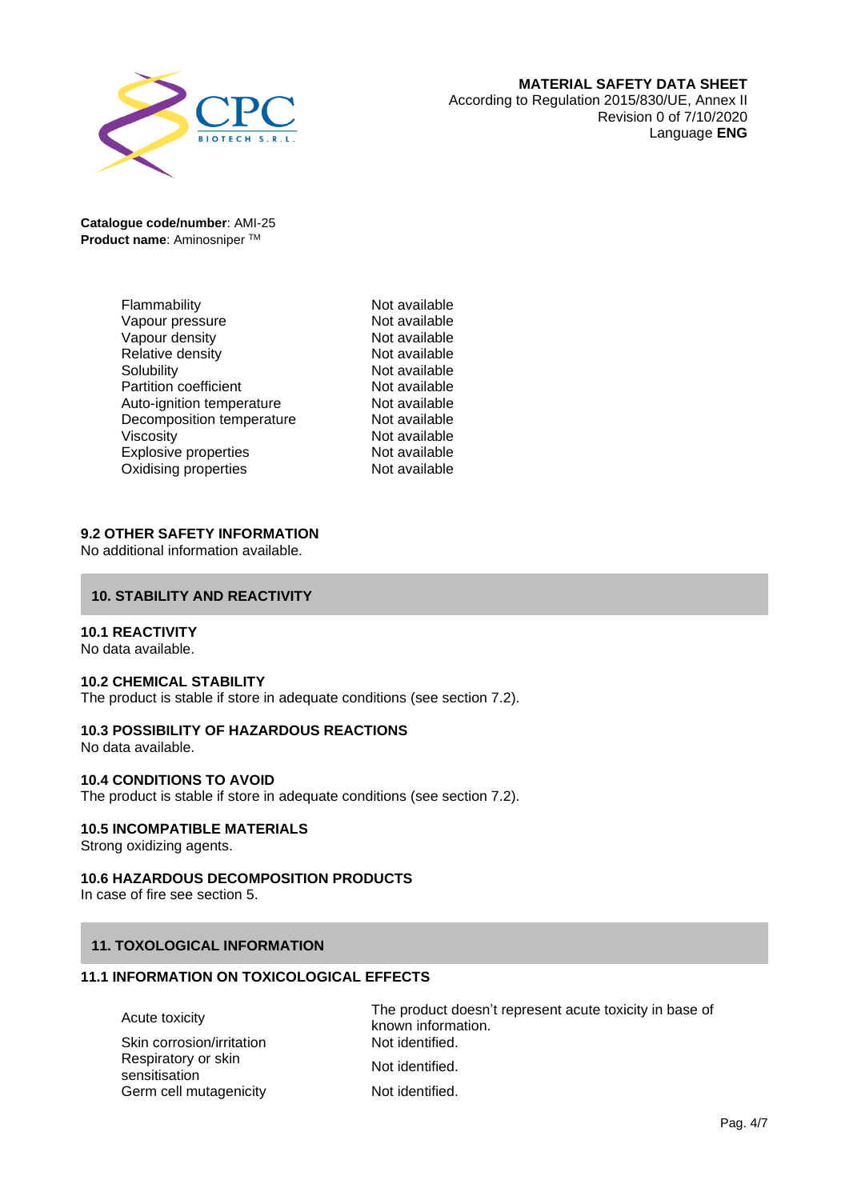| | |
|---|---|
| Flammability | Not available |
| Vapour pressure | Not available |
| Vapour density | Not available |
| Relative density | Not available |
| Solubility | Not available |
| Partition coefficient | Not available |
| Auto-ignition temperature | Not available |
| Decomposition temperature | Not available |
| Viscosity | Not available |
| Explosive properties | Not available |
| Oxidising properties | Not available |

### 9.2 OTHER SAFETY INFORMATION

No additional information available.

## 10. STABILITY AND REACTIVITY

### 10.1 REACTIVITY

No data available.

### 10.2 CHEMICAL STABILITY

The product is stable if store in adequate conditions (see section 7.2).

### 10.3 POSSIBILITY OF HAZARDOUS REACTIONS

No data available.

### 10.4 CONDITIONS TO AVOID

The product is stable if store in adequate conditions (see section 7.2).

### 10.5 INCOMPATIBLE MATERIALS

Strong oxidizing agents.

### 10.6 HAZARDOUS DECOMPOSITION PRODUCTS

In case of fire see section 5.

## 11. TOXOLOGICAL INFORMATION

### 11.1 INFORMATION ON TOXICOLOGICAL EFFECTS

| | |
|---|---|
| Acute toxicity | The product doesn't represent acute toxicity in base of known information. |
| Skin corrosion/irritation | Not identified. |
| Respiratory or skin sensitisation | Not identified. |
| Germ cell mutagenicity | Not identified. |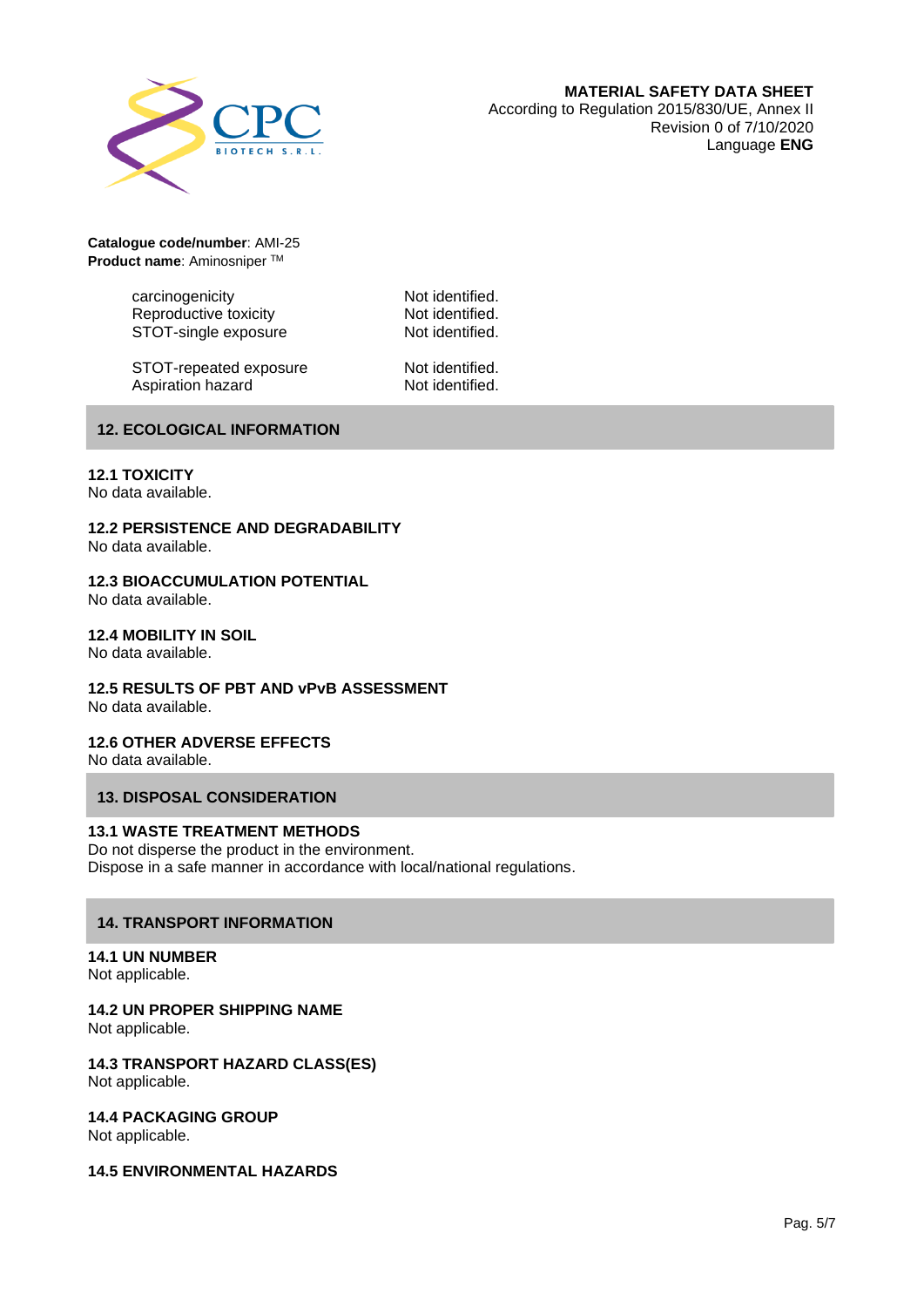**Catalogue code/number**: AMI-25
**Product name**: Aminosniper TM

| | |
|---|---|
| carcinogenicity | Not identified. |
| Reproductive toxicity | Not identified. |
| STOT-single exposure | Not identified. |
| STOT-repeated exposure | Not identified. |
| Aspiration hazard | Not identified. |

## 12. ECOLOGICAL INFORMATION

### 12.1 TOXICITY

No data available.

### 12.2 PERSISTENCE AND DEGRADABILITY

No data available.

### 12.3 BIOACCUMULATION POTENTIAL

No data available.

### 12.4 MOBILITY IN SOIL

No data available.

### 12.5 RESULTS OF PBT AND vPvB ASSESSMENT

No data available.

### 12.6 OTHER ADVERSE EFFECTS

No data available.

## 13. DISPOSAL CONSIDERATION

### 13.1 WASTE TREATMENT METHODS

Do not disperse the product in the environment.
Dispose in a safe manner in accordance with local/national regulations.

## 14. TRANSPORT INFORMATION

### 14.1 UN NUMBER

Not applicable.

### 14.2 UN PROPER SHIPPING NAME

Not applicable.

### 14.3 TRANSPORT HAZARD CLASS(ES)

Not applicable.

### 14.4 PACKAGING GROUP

Not applicable.

### 14.5 ENVIRONMENTAL HAZARDS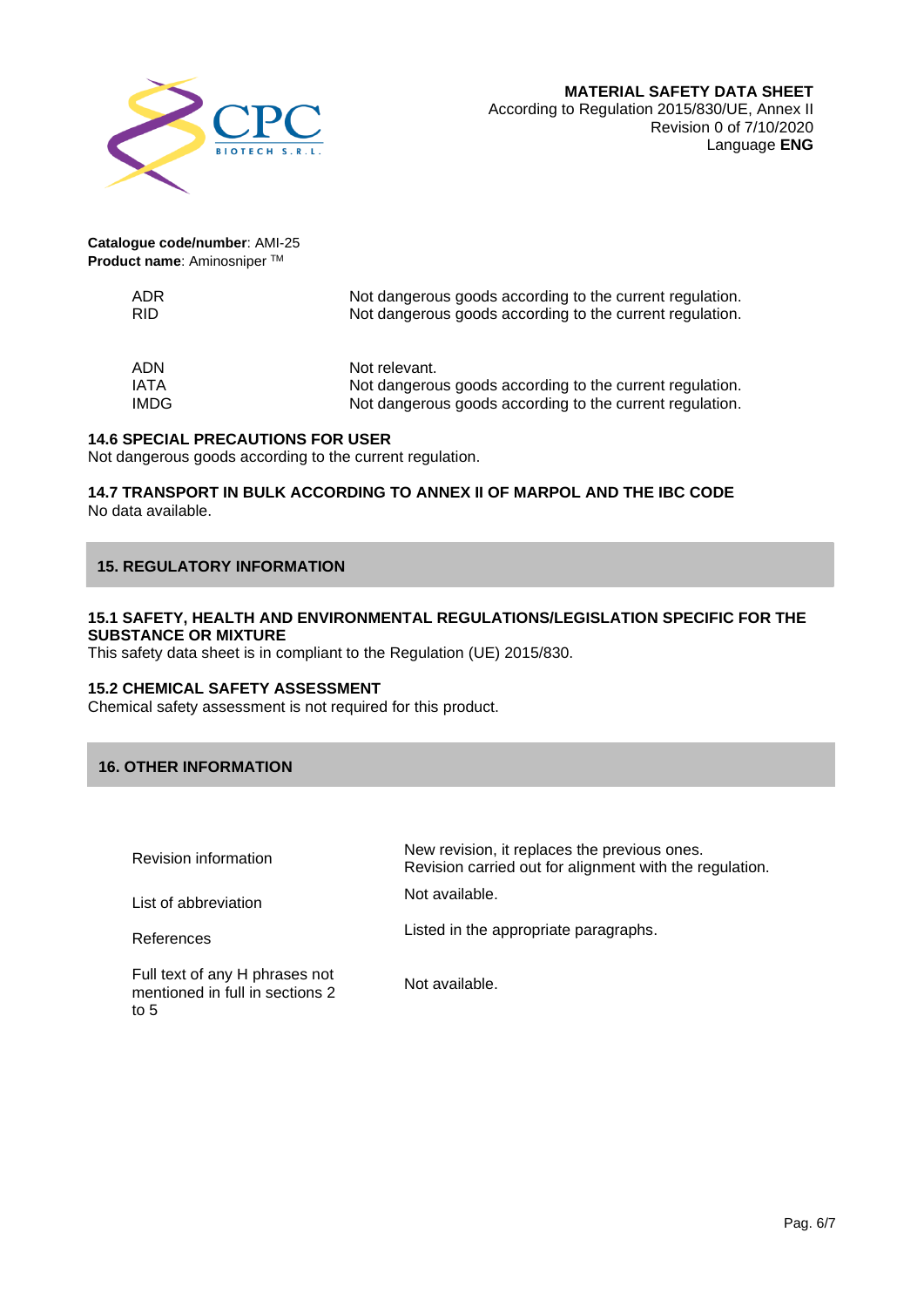**Catalogue code/number**: AMI-25
**Product name**: Aminosniper ™

| | |
|---|---|
| ADR | Not dangerous goods according to the current regulation. |
| RID | Not dangerous goods according to the current regulation. |
| ADN | Not relevant. |
| IATA | Not dangerous goods according to the current regulation. |
| IMDG | Not dangerous goods according to the current regulation. |

### 14.6 SPECIAL PRECAUTIONS FOR USER

Not dangerous goods according to the current regulation.

### 14.7 TRANSPORT IN BULK ACCORDING TO ANNEX II OF MARPOL AND THE IBC CODE

No data available.

## 15. REGULATORY INFORMATION

### 15.1 SAFETY, HEALTH AND ENVIRONMENTAL REGULATIONS/LEGISLATION SPECIFIC FOR THE SUBSTANCE OR MIXTURE

This safety data sheet is in compliant to the Regulation (UE) 2015/830.

### 15.2 CHEMICAL SAFETY ASSESSMENT

Chemical safety assessment is not required for this product.

## 16. OTHER INFORMATION

| | |
|---|---|
| Revision information | New revision, it replaces the previous ones.<br>Revision carried out for alignment with the regulation. |
| List of abbreviation | Not available. |
| References | Listed in the appropriate paragraphs. |
| Full text of any H phrases not mentioned in full in sections 2 to 5 | Not available. |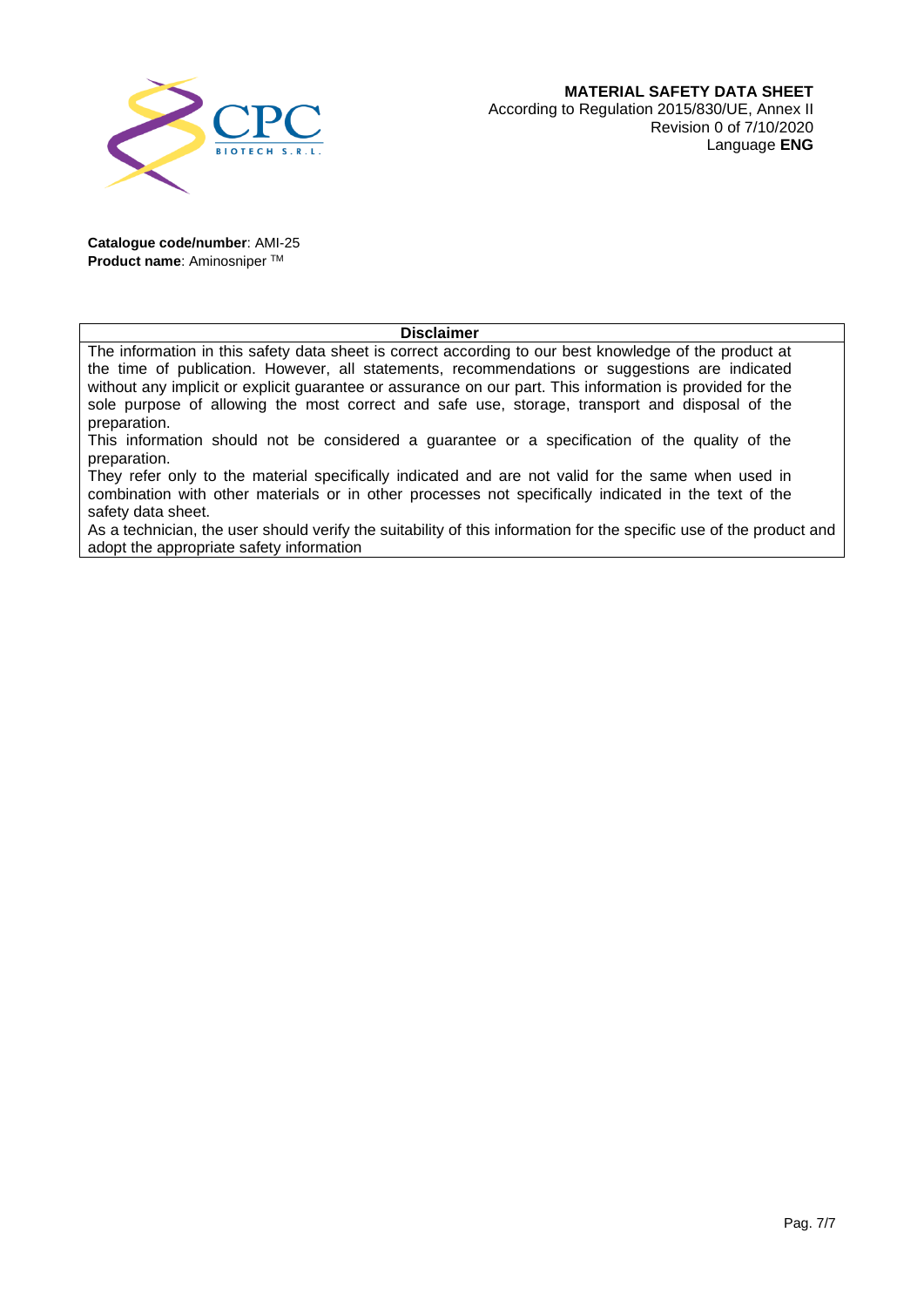**Catalogue code/number**: AMI-25
**Product name**: Aminosniper TM

## Disclaimer

The information in this safety data sheet is correct according to our best knowledge of the product at the time of publication. However, all statements, recommendations or suggestions are indicated without any implicit or explicit guarantee or assurance on our part. This information is provided for the sole purpose of allowing the most correct and safe use, storage, transport and disposal of the preparation.
This information should not be considered a guarantee or a specification of the quality of the preparation.
They refer only to the material specifically indicated and are not valid for the same when used in combination with other materials or in other processes not specifically indicated in the text of the safety data sheet.
As a technician, the user should verify the suitability of this information for the specific use of the product and adopt the appropriate safety information